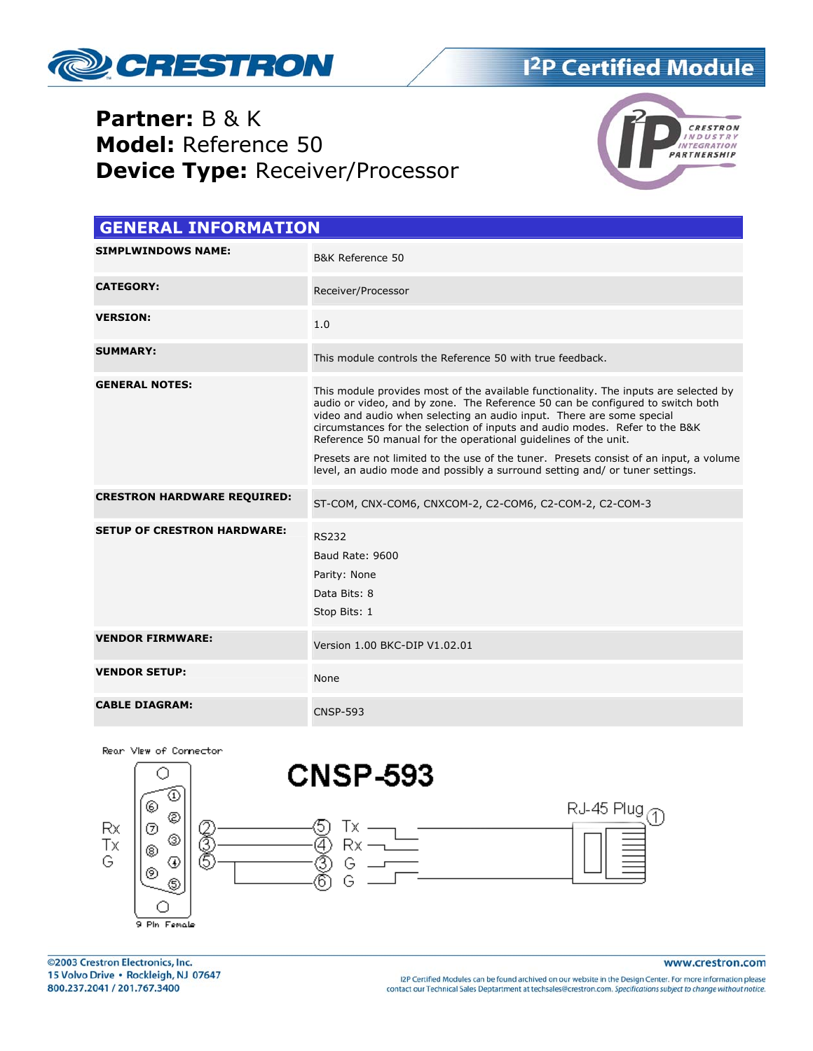# I²P Certified Module

**Partner:** B & K
**Model:** Reference 50
**Device Type:** Receiver/Processor

## GENERAL INFORMATION

| | |
|---|---|
| **SIMPLWINDOWS NAME:** | B&K Reference 50 |
| **CATEGORY:** | Receiver/Processor |
| **VERSION:** | 1.0 |
| **SUMMARY:** | This module controls the Reference 50 with true feedback. |
| **GENERAL NOTES:** | This module provides most of the available functionality. The inputs are selected by audio or video, and by zone. The Reference 50 can be configured to switch both video and audio when selecting an audio input. There are some special circumstances for the selection of inputs and audio modes. Refer to the B&K Reference 50 manual for the operational guidelines of the unit. <br><br> Presets are not limited to the use of the tuner. Presets consist of an input, a volume level, an audio mode and possibly a surround setting and/ or tuner settings. |
| **CRESTRON HARDWARE REQUIRED:** | ST-COM, CNX-COM6, CNXCOM-2, C2-COM6, C2-COM-2, C2-COM-3 |
| **SETUP OF CRESTRON HARDWARE:** | RS232 <br> Baud Rate: 9600 <br> Parity: None <br> Data Bits: 8 <br> Stop Bits: 1 |
| **VENDOR FIRMWARE:** | Version 1.00 BKC-DIP V1.02.01 |
| **VENDOR SETUP:** | None |
| **CABLE DIAGRAM:** | CNSP-593 |

**CNSP-593**

Rear View of Connector — 9 Pin Female

| 9 Pin Female | | RJ-45 Plug | |
|---|---|---|---|
| Rx | 2 | 5 | Tx |
| Tx | 3 | 4 | Rx |
| G | 5 | 3 | G |
| | | 6 | G |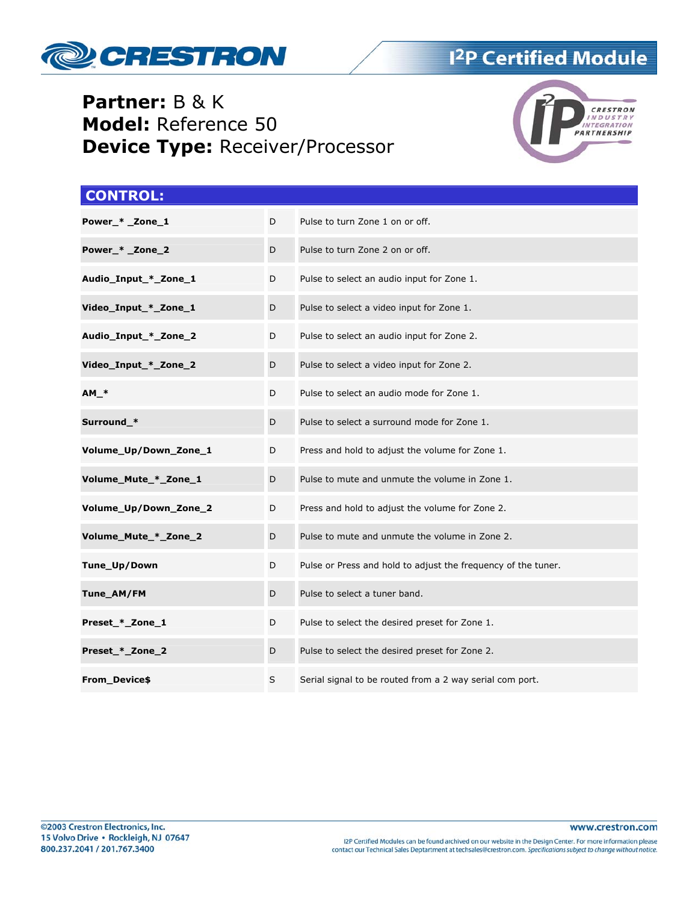**Partner:** B & K
**Model:** Reference 50
**Device Type:** Receiver/Processor

## CONTROL:

| | | |
|---|---|---|
| **Power_* _Zone_1** | D | Pulse to turn Zone 1 on or off. |
| **Power_* _Zone_2** | D | Pulse to turn Zone 2 on or off. |
| **Audio_Input_*_Zone_1** | D | Pulse to select an audio input for Zone 1. |
| **Video_Input_*_Zone_1** | D | Pulse to select a video input for Zone 1. |
| **Audio_Input_*_Zone_2** | D | Pulse to select an audio input for Zone 2. |
| **Video_Input_*_Zone_2** | D | Pulse to select a video input for Zone 2. |
| **AM_*** | D | Pulse to select an audio mode for Zone 1. |
| **Surround_*** | D | Pulse to select a surround mode for Zone 1. |
| **Volume_Up/Down_Zone_1** | D | Press and hold to adjust the volume for Zone 1. |
| **Volume_Mute_*_Zone_1** | D | Pulse to mute and unmute the volume in Zone 1. |
| **Volume_Up/Down_Zone_2** | D | Press and hold to adjust the volume for Zone 2. |
| **Volume_Mute_*_Zone_2** | D | Pulse to mute and unmute the volume in Zone 2. |
| **Tune_Up/Down** | D | Pulse or Press and hold to adjust the frequency of the tuner. |
| **Tune_AM/FM** | D | Pulse to select a tuner band. |
| **Preset_*_Zone_1** | D | Pulse to select the desired preset for Zone 1. |
| **Preset_*_Zone_2** | D | Pulse to select the desired preset for Zone 2. |
| **From_Device$** | S | Serial signal to be routed from a 2 way serial com port. |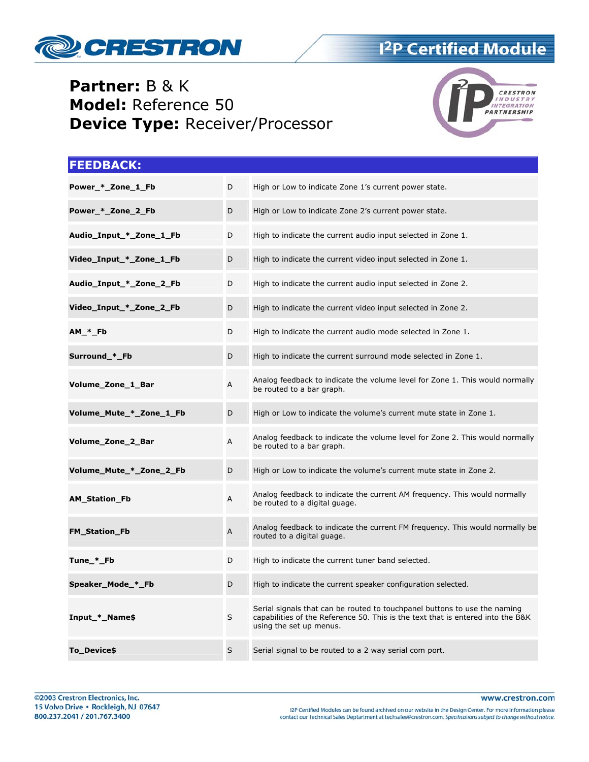**Partner:** B & K
**Model:** Reference 50
**Device Type:** Receiver/Processor

## FEEDBACK:

| | | |
|---|---|---|
| **Power_*_Zone_1_Fb** | D | High or Low to indicate Zone 1's current power state. |
| **Power_*_Zone_2_Fb** | D | High or Low to indicate Zone 2's current power state. |
| **Audio_Input_*_Zone_1_Fb** | D | High to indicate the current audio input selected in Zone 1. |
| **Video_Input_*_Zone_1_Fb** | D | High to indicate the current video input selected in Zone 1. |
| **Audio_Input_*_Zone_2_Fb** | D | High to indicate the current audio input selected in Zone 2. |
| **Video_Input_*_Zone_2_Fb** | D | High to indicate the current video input selected in Zone 2. |
| **AM_*_Fb** | D | High to indicate the current audio mode selected in Zone 1. |
| **Surround_*_Fb** | D | High to indicate the current surround mode selected in Zone 1. |
| **Volume_Zone_1_Bar** | A | Analog feedback to indicate the volume level for Zone 1. This would normally be routed to a bar graph. |
| **Volume_Mute_*_Zone_1_Fb** | D | High or Low to indicate the volume's current mute state in Zone 1. |
| **Volume_Zone_2_Bar** | A | Analog feedback to indicate the volume level for Zone 2. This would normally be routed to a bar graph. |
| **Volume_Mute_*_Zone_2_Fb** | D | High or Low to indicate the volume's current mute state in Zone 2. |
| **AM_Station_Fb** | A | Analog feedback to indicate the current AM frequency. This would normally be routed to a digital guage. |
| **FM_Station_Fb** | A | Analog feedback to indicate the current FM frequency. This would normally be routed to a digital guage. |
| **Tune_*_Fb** | D | High to indicate the current tuner band selected. |
| **Speaker_Mode_*_Fb** | D | High to indicate the current speaker configuration selected. |
| **Input_*_Name$** | S | Serial signals that can be routed to touchpanel buttons to use the naming capabilities of the Reference 50. This is the text that is entered into the B&K using the set up menus. |
| **To_Device$** | S | Serial signal to be routed to a 2 way serial com port. |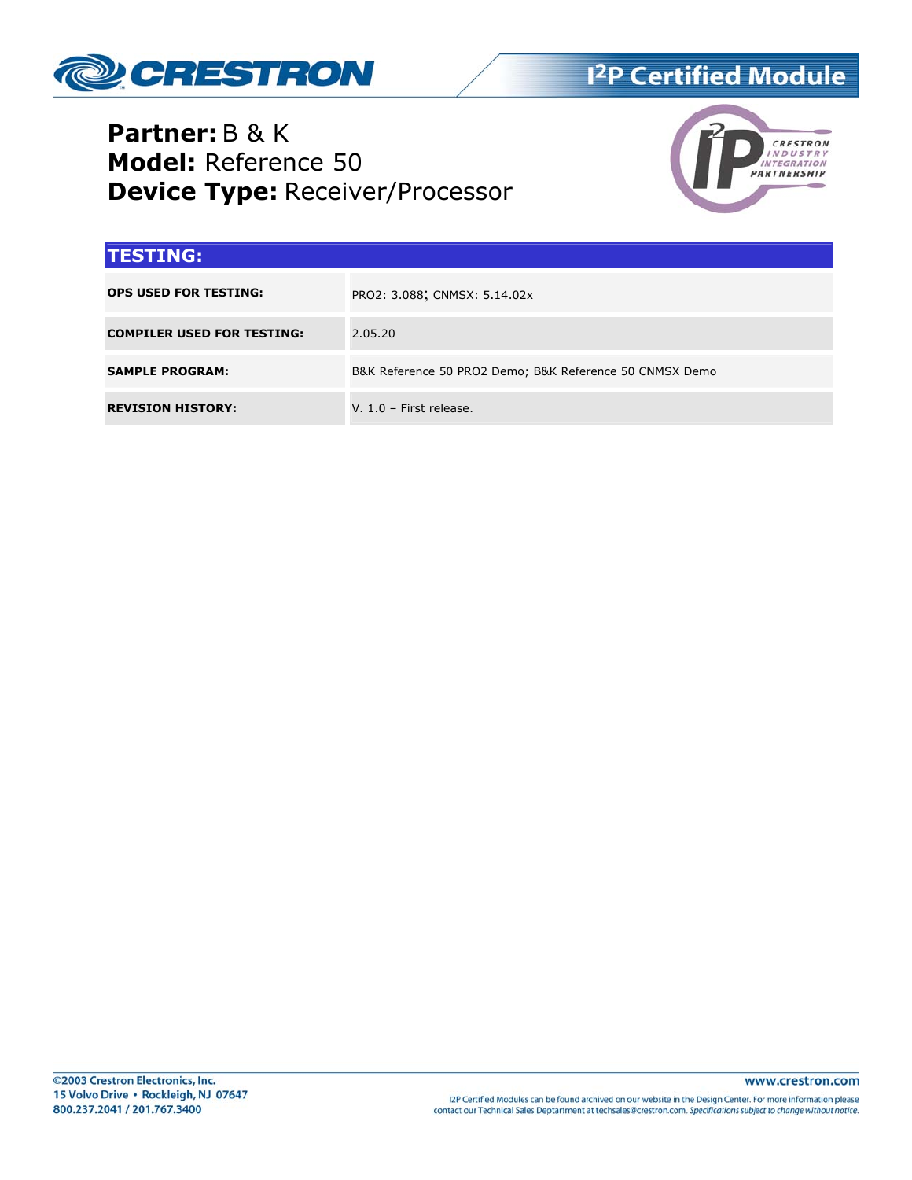**Partner:** B & K
**Model:** Reference 50
**Device Type:** Receiver/Processor

## TESTING:

| | |
|---|---|
| **OPS USED FOR TESTING:** | PRO2: 3.088; CNMSX: 5.14.02x |
| **COMPILER USED FOR TESTING:** | 2.05.20 |
| **SAMPLE PROGRAM:** | B&K Reference 50 PRO2 Demo; B&K Reference 50 CNMSX Demo |
| **REVISION HISTORY:** | V. 1.0 – First release. |